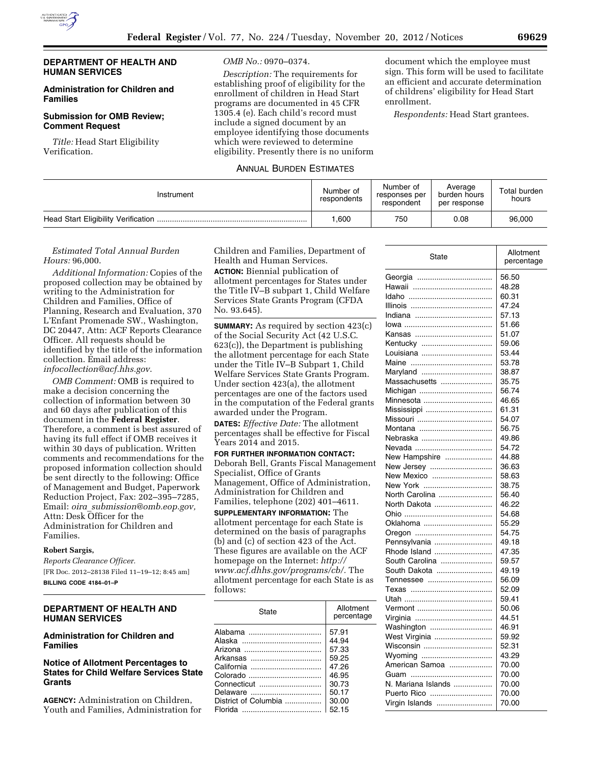## DEPARTMENT OF HEALTH AND HUMAN SERVICES

### Administration for Children and Families

### Submission for OMB Review; Comment Request

*Title:* Head Start Eligibility Verification.

*OMB No.:* 0970–0374.

*Description:* The requirements for establishing proof of eligibility for the enrollment of children in Head Start programs are documented in 45 CFR 1305.4 (e). Each child's record must include a signed document by an employee identifying those documents which were reviewed to determine eligibility. Presently there is no uniform document which the employee must sign. This form will be used to facilitate an efficient and accurate determination of childrens' eligibility for Head Start enrollment.

*Respondents:* Head Start grantees.

ANNUAL BURDEN ESTIMATES

| Instrument | Number of respondents | Number of responses per respondent | Average burden hours per response | Total burden hours |
|---|---|---|---|---|
| Head Start Eligibility Verification | 1,600 | 750 | 0.08 | 96,000 |

*Estimated Total Annual Burden Hours:* 96,000.

*Additional Information:* Copies of the proposed collection may be obtained by writing to the Administration for Children and Families, Office of Planning, Research and Evaluation, 370 L'Enfant Promenade SW., Washington, DC 20447, Attn: ACF Reports Clearance Officer. All requests should be identified by the title of the information collection. Email address: *infocollection@acf.hhs.gov*.

*OMB Comment:* OMB is required to make a decision concerning the collection of information between 30 and 60 days after publication of this document in the **Federal Register**. Therefore, a comment is best assured of having its full effect if OMB receives it within 30 days of publication. Written comments and recommendations for the proposed information collection should be sent directly to the following: Office of Management and Budget, Paperwork Reduction Project, Fax: 202–395–7285, Email: *oira_submission@omb.eop.gov,* Attn: Desk Officer for the Administration for Children and Families.

**Robert Sargis,**

*Reports Clearance Officer.*

[FR Doc. 2012–28138 Filed 11–19–12; 8:45 am]

**BILLING CODE 4184–01–P**

## DEPARTMENT OF HEALTH AND HUMAN SERVICES

### Administration for Children and Families

### Notice of Allotment Percentages to States for Child Welfare Services State Grants

**AGENCY:** Administration on Children, Youth and Families, Administration for Children and Families, Department of Health and Human Services.

**ACTION:** Biennial publication of allotment percentages for States under the Title IV–B subpart 1, Child Welfare Services State Grants Program (CFDA No. 93.645).

**SUMMARY:** As required by section 423(c) of the Social Security Act (42 U.S.C. 623(c)), the Department is publishing the allotment percentage for each State under the Title IV–B Subpart 1, Child Welfare Services State Grants Program. Under section 423(a), the allotment percentages are one of the factors used in the computation of the Federal grants awarded under the Program.

**DATES:** *Effective Date:* The allotment percentages shall be effective for Fiscal Years 2014 and 2015.

**FOR FURTHER INFORMATION CONTACT:** Deborah Bell, Grants Fiscal Management Specialist, Office of Grants Management, Office of Administration, Administration for Children and Families, telephone (202) 401–4611.

**SUPPLEMENTARY INFORMATION:** The allotment percentage for each State is determined on the basis of paragraphs (b) and (c) of section 423 of the Act. These figures are available on the ACF homepage on the Internet: *http://www.acf.dhhs.gov/programs/cb/*. The allotment percentage for each State is as follows:

| State | Allotment percentage |
|---|---|
| Alabama | 57.91 |
| Alaska | 44.94 |
| Arizona | 57.33 |
| Arkansas | 59.25 |
| California | 47.26 |
| Colorado | 46.95 |
| Connecticut | 30.73 |
| Delaware | 50.17 |
| District of Columbia | 30.00 |
| Florida | 52.15 |
| Georgia | 56.50 |
| Hawaii | 48.28 |
| Idaho | 60.31 |
| Illinois | 47.24 |
| Indiana | 57.13 |
| Iowa | 51.66 |
| Kansas | 51.07 |
| Kentucky | 59.06 |
| Louisiana | 53.44 |
| Maine | 53.78 |
| Maryland | 38.87 |
| Massachusetts | 35.75 |
| Michigan | 56.74 |
| Minnesota | 46.65 |
| Mississippi | 61.31 |
| Missouri | 54.07 |
| Montana | 56.75 |
| Nebraska | 49.86 |
| Nevada | 54.72 |
| New Hampshire | 44.88 |
| New Jersey | 36.63 |
| New Mexico | 58.63 |
| New York | 38.75 |
| North Carolina | 56.40 |
| North Dakota | 46.22 |
| Ohio | 54.68 |
| Oklahoma | 55.29 |
| Oregon | 54.75 |
| Pennsylvania | 49.18 |
| Rhode Island | 47.35 |
| South Carolina | 59.57 |
| South Dakota | 49.19 |
| Tennessee | 56.09 |
| Texas | 52.09 |
| Utah | 59.41 |
| Vermont | 50.06 |
| Virginia | 44.51 |
| Washington | 46.91 |
| West Virginia | 59.92 |
| Wisconsin | 52.31 |
| Wyoming | 43.29 |
| American Samoa | 70.00 |
| Guam | 70.00 |
| N. Mariana Islands | 70.00 |
| Puerto Rico | 70.00 |
| Virgin Islands | 70.00 |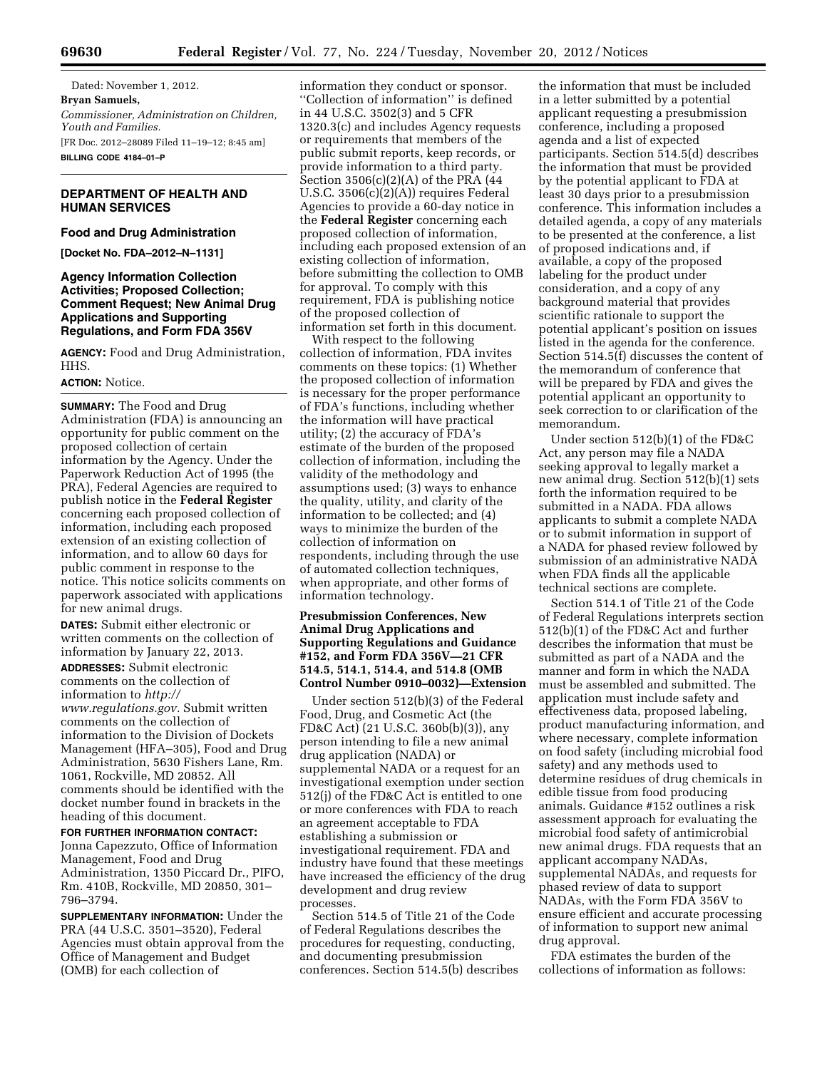Dated: November 1, 2012.

**Bryan Samuels,**

*Commissioner, Administration on Children, Youth and Families.*

[FR Doc. 2012–28089 Filed 11–19–12; 8:45 am]

**BILLING CODE 4184–01–P**

## DEPARTMENT OF HEALTH AND HUMAN SERVICES

### Food and Drug Administration

**[Docket No. FDA–2012–N–1131]**

### Agency Information Collection Activities; Proposed Collection; Comment Request; New Animal Drug Applications and Supporting Regulations, and Form FDA 356V

**AGENCY:** Food and Drug Administration, HHS.

**ACTION:** Notice.

**SUMMARY:** The Food and Drug Administration (FDA) is announcing an opportunity for public comment on the proposed collection of certain information by the Agency. Under the Paperwork Reduction Act of 1995 (the PRA), Federal Agencies are required to publish notice in the **Federal Register** concerning each proposed collection of information, including each proposed extension of an existing collection of information, and to allow 60 days for public comment in response to the notice. This notice solicits comments on paperwork associated with applications for new animal drugs.

**DATES:** Submit either electronic or written comments on the collection of information by January 22, 2013.

**ADDRESSES:** Submit electronic comments on the collection of information to *http://www.regulations.gov.* Submit written comments on the collection of information to the Division of Dockets Management (HFA–305), Food and Drug Administration, 5630 Fishers Lane, Rm. 1061, Rockville, MD 20852. All comments should be identified with the docket number found in brackets in the heading of this document.

**FOR FURTHER INFORMATION CONTACT:** Jonna Capezzuto, Office of Information Management, Food and Drug Administration, 1350 Piccard Dr., PIFO, Rm. 410B, Rockville, MD 20850, 301–796–3794.

**SUPPLEMENTARY INFORMATION:** Under the PRA (44 U.S.C. 3501–3520), Federal Agencies must obtain approval from the Office of Management and Budget (OMB) for each collection of information they conduct or sponsor. "Collection of information" is defined in 44 U.S.C. 3502(3) and 5 CFR 1320.3(c) and includes Agency requests or requirements that members of the public submit reports, keep records, or provide information to a third party. Section 3506(c)(2)(A) of the PRA (44 U.S.C. 3506(c)(2)(A)) requires Federal Agencies to provide a 60-day notice in the **Federal Register** concerning each proposed collection of information, including each proposed extension of an existing collection of information, before submitting the collection to OMB for approval. To comply with this requirement, FDA is publishing notice of the proposed collection of information set forth in this document.

With respect to the following collection of information, FDA invites comments on these topics: (1) Whether the proposed collection of information is necessary for the proper performance of FDA's functions, including whether the information will have practical utility; (2) the accuracy of FDA's estimate of the burden of the proposed collection of information, including the validity of the methodology and assumptions used; (3) ways to enhance the quality, utility, and clarity of the information to be collected; and (4) ways to minimize the burden of the collection of information on respondents, including through the use of automated collection techniques, when appropriate, and other forms of information technology.

#### Presubmission Conferences, New Animal Drug Applications and Supporting Regulations and Guidance #152, and Form FDA 356V—21 CFR 514.5, 514.1, 514.4, and 514.8 (OMB Control Number 0910–0032)—Extension

Under section 512(b)(3) of the Federal Food, Drug, and Cosmetic Act (the FD&C Act) (21 U.S.C. 360b(b)(3)), any person intending to file a new animal drug application (NADA) or supplemental NADA or a request for an investigational exemption under section 512(j) of the FD&C Act is entitled to one or more conferences with FDA to reach an agreement acceptable to FDA establishing a submission or investigational requirement. FDA and industry have found that these meetings have increased the efficiency of the drug development and drug review processes.

Section 514.5 of Title 21 of the Code of Federal Regulations describes the procedures for requesting, conducting, and documenting presubmission conferences. Section 514.5(b) describes the information that must be included in a letter submitted by a potential applicant requesting a presubmission conference, including a proposed agenda and a list of expected participants. Section 514.5(d) describes the information that must be provided by the potential applicant to FDA at least 30 days prior to a presubmission conference. This information includes a detailed agenda, a copy of any materials to be presented at the conference, a list of proposed indications and, if available, a copy of the proposed labeling for the product under consideration, and a copy of any background material that provides scientific rationale to support the potential applicant's position on issues listed in the agenda for the conference. Section 514.5(f) discusses the content of the memorandum of conference that will be prepared by FDA and gives the potential applicant an opportunity to seek correction to or clarification of the memorandum.

Under section 512(b)(1) of the FD&C Act, any person may file a NADA seeking approval to legally market a new animal drug. Section 512(b)(1) sets forth the information required to be submitted in a NADA. FDA allows applicants to submit a complete NADA or to submit information in support of a NADA for phased review followed by submission of an administrative NADA when FDA finds all the applicable technical sections are complete.

Section 514.1 of Title 21 of the Code of Federal Regulations interprets section 512(b)(1) of the FD&C Act and further describes the information that must be submitted as part of a NADA and the manner and form in which the NADA must be assembled and submitted. The application must include safety and effectiveness data, proposed labeling, product manufacturing information, and where necessary, complete information on food safety (including microbial food safety) and any methods used to determine residues of drug chemicals in edible tissue from food producing animals. Guidance #152 outlines a risk assessment approach for evaluating the microbial food safety of antimicrobial new animal drugs. FDA requests that an applicant accompany NADAs, supplemental NADAs, and requests for phased review of data to support NADAs, with the Form FDA 356V to ensure efficient and accurate processing of information to support new animal drug approval.

FDA estimates the burden of the collections of information as follows: